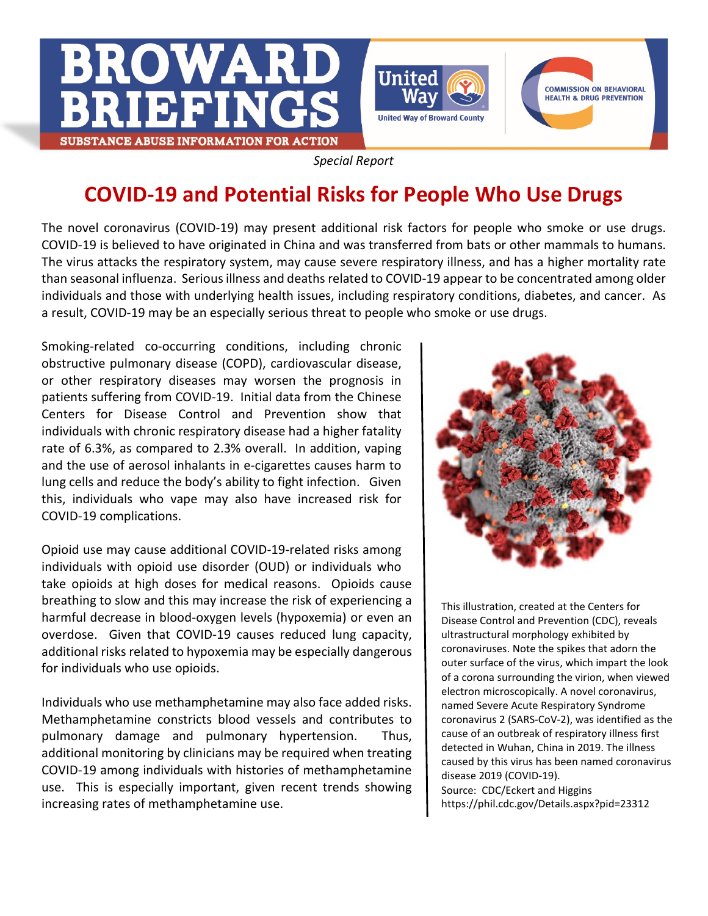# BROWARD BRIEFINGS

SUBSTANCE ABUSE INFORMATION FOR ACTION

United Way — United Way of Broward County

COMMISSION ON BEHAVIORAL HEALTH & DRUG PREVENTION

*Special Report*

## COVID-19 and Potential Risks for People Who Use Drugs

The novel coronavirus (COVID-19) may present additional risk factors for people who smoke or use drugs. COVID-19 is believed to have originated in China and was transferred from bats or other mammals to humans. The virus attacks the respiratory system, may cause severe respiratory illness, and has a higher mortality rate than seasonal influenza. Serious illness and deaths related to COVID-19 appear to be concentrated among older individuals and those with underlying health issues, including respiratory conditions, diabetes, and cancer. As a result, COVID-19 may be an especially serious threat to people who smoke or use drugs.

Smoking-related co-occurring conditions, including chronic obstructive pulmonary disease (COPD), cardiovascular disease, or other respiratory diseases may worsen the prognosis in patients suffering from COVID-19. Initial data from the Chinese Centers for Disease Control and Prevention show that individuals with chronic respiratory disease had a higher fatality rate of 6.3%, as compared to 2.3% overall. In addition, vaping and the use of aerosol inhalants in e-cigarettes causes harm to lung cells and reduce the body's ability to fight infection. Given this, individuals who vape may also have increased risk for COVID-19 complications.

Opioid use may cause additional COVID-19-related risks among individuals with opioid use disorder (OUD) or individuals who take opioids at high doses for medical reasons. Opioids cause breathing to slow and this may increase the risk of experiencing a harmful decrease in blood-oxygen levels (hypoxemia) or even an overdose. Given that COVID-19 causes reduced lung capacity, additional risks related to hypoxemia may be especially dangerous for individuals who use opioids.

Individuals who use methamphetamine may also face added risks. Methamphetamine constricts blood vessels and contributes to pulmonary damage and pulmonary hypertension. Thus, additional monitoring by clinicians may be required when treating COVID-19 among individuals with histories of methamphetamine use. This is especially important, given recent trends showing increasing rates of methamphetamine use.

This illustration, created at the Centers for Disease Control and Prevention (CDC), reveals ultrastructural morphology exhibited by coronaviruses. Note the spikes that adorn the outer surface of the virus, which impart the look of a corona surrounding the virion, when viewed electron microscopically. A novel coronavirus, named Severe Acute Respiratory Syndrome coronavirus 2 (SARS-CoV-2), was identified as the cause of an outbreak of respiratory illness first detected in Wuhan, China in 2019. The illness caused by this virus has been named coronavirus disease 2019 (COVID-19).
Source: CDC/Eckert and Higgins
https://phil.cdc.gov/Details.aspx?pid=23312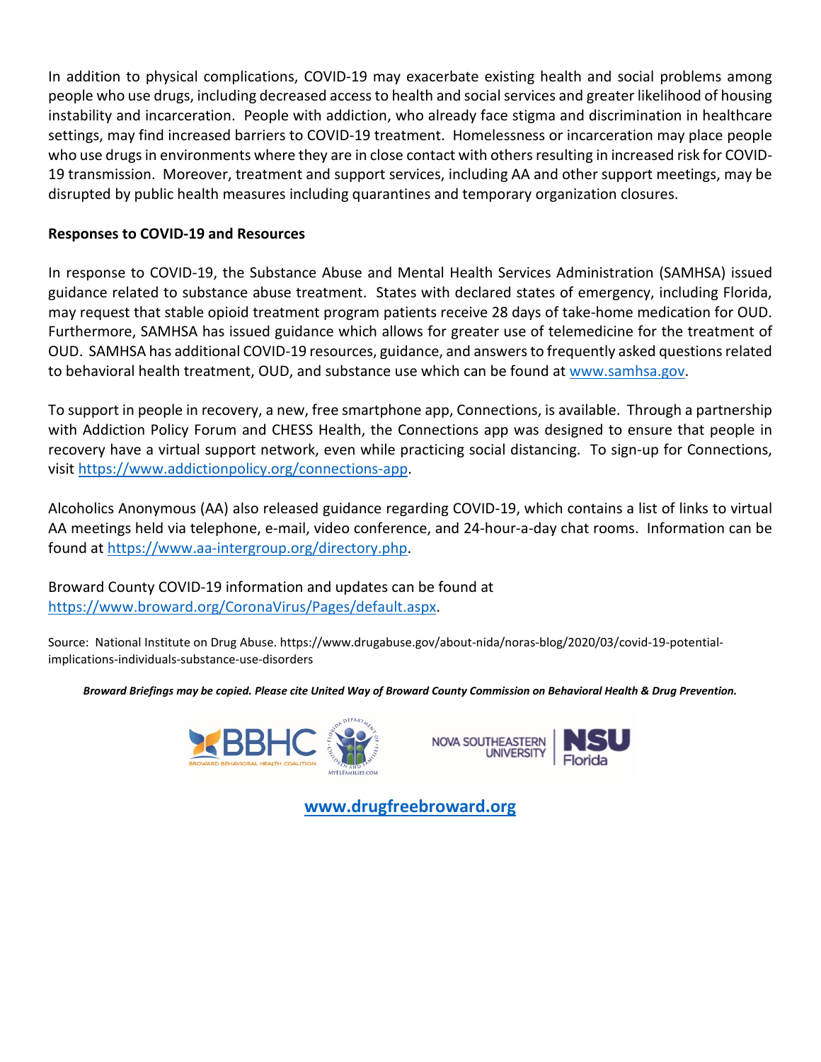In addition to physical complications, COVID-19 may exacerbate existing health and social problems among people who use drugs, including decreased access to health and social services and greater likelihood of housing instability and incarceration. People with addiction, who already face stigma and discrimination in healthcare settings, may find increased barriers to COVID-19 treatment. Homelessness or incarceration may place people who use drugs in environments where they are in close contact with others resulting in increased risk for COVID-19 transmission. Moreover, treatment and support services, including AA and other support meetings, may be disrupted by public health measures including quarantines and temporary organization closures.

**Responses to COVID-19 and Resources**

In response to COVID-19, the Substance Abuse and Mental Health Services Administration (SAMHSA) issued guidance related to substance abuse treatment. States with declared states of emergency, including Florida, may request that stable opioid treatment program patients receive 28 days of take-home medication for OUD. Furthermore, SAMHSA has issued guidance which allows for greater use of telemedicine for the treatment of OUD. SAMHSA has additional COVID-19 resources, guidance, and answers to frequently asked questions related to behavioral health treatment, OUD, and substance use which can be found at www.samhsa.gov.

To support in people in recovery, a new, free smartphone app, Connections, is available. Through a partnership with Addiction Policy Forum and CHESS Health, the Connections app was designed to ensure that people in recovery have a virtual support network, even while practicing social distancing. To sign-up for Connections, visit https://www.addictionpolicy.org/connections-app.

Alcoholics Anonymous (AA) also released guidance regarding COVID-19, which contains a list of links to virtual AA meetings held via telephone, e-mail, video conference, and 24-hour-a-day chat rooms. Information can be found at https://www.aa-intergroup.org/directory.php.

Broward County COVID-19 information and updates can be found at https://www.broward.org/CoronaVirus/Pages/default.aspx.

Source: National Institute on Drug Abuse. https://www.drugabuse.gov/about-nida/noras-blog/2020/03/covid-19-potential-implications-individuals-substance-use-disorders

***Broward Briefings may be copied. Please cite United Way of Broward County Commission on Behavioral Health & Drug Prevention.***

BBHC BROWARD BEHAVIORAL HEALTH COALITION

NOVA SOUTHEASTERN UNIVERSITY | NSU Florida

**www.drugfreebroward.org**